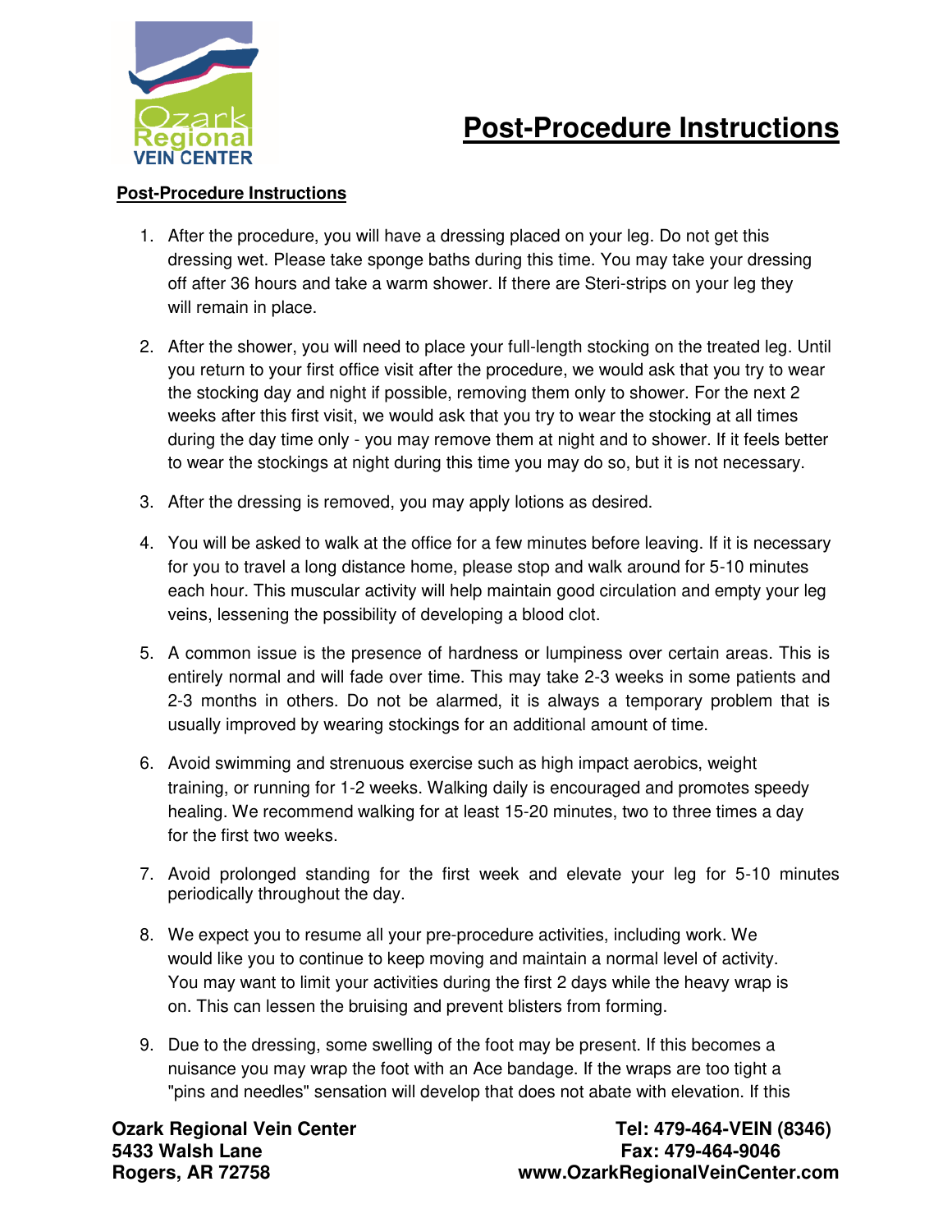# Post-Procedure Instructions

**Post-Procedure Instructions**

1. After the procedure, you will have a dressing placed on your leg. Do not get this dressing wet. Please take sponge baths during this time. You may take your dressing off after 36 hours and take a warm shower. If there are Steri-strips on your leg they will remain in place.

2. After the shower, you will need to place your full-length stocking on the treated leg. Until you return to your first office visit after the procedure, we would ask that you try to wear the stocking day and night if possible, removing them only to shower. For the next 2 weeks after this first visit, we would ask that you try to wear the stocking at all times during the day time only - you may remove them at night and to shower. If it feels better to wear the stockings at night during this time you may do so, but it is not necessary.

3. After the dressing is removed, you may apply lotions as desired.

4. You will be asked to walk at the office for a few minutes before leaving. If it is necessary for you to travel a long distance home, please stop and walk around for 5-10 minutes each hour. This muscular activity will help maintain good circulation and empty your leg veins, lessening the possibility of developing a blood clot.

5. A common issue is the presence of hardness or lumpiness over certain areas. This is entirely normal and will fade over time. This may take 2-3 weeks in some patients and 2-3 months in others. Do not be alarmed, it is always a temporary problem that is usually improved by wearing stockings for an additional amount of time.

6. Avoid swimming and strenuous exercise such as high impact aerobics, weight training, or running for 1-2 weeks. Walking daily is encouraged and promotes speedy healing. We recommend walking for at least 15-20 minutes, two to three times a day for the first two weeks.

7. Avoid prolonged standing for the first week and elevate your leg for 5-10 minutes periodically throughout the day.

8. We expect you to resume all your pre-procedure activities, including work. We would like you to continue to keep moving and maintain a normal level of activity. You may want to limit your activities during the first 2 days while the heavy wrap is on. This can lessen the bruising and prevent blisters from forming.

9. Due to the dressing, some swelling of the foot may be present. If this becomes a nuisance you may wrap the foot with an Ace bandage. If the wraps are too tight a "pins and needles" sensation will develop that does not abate with elevation. If this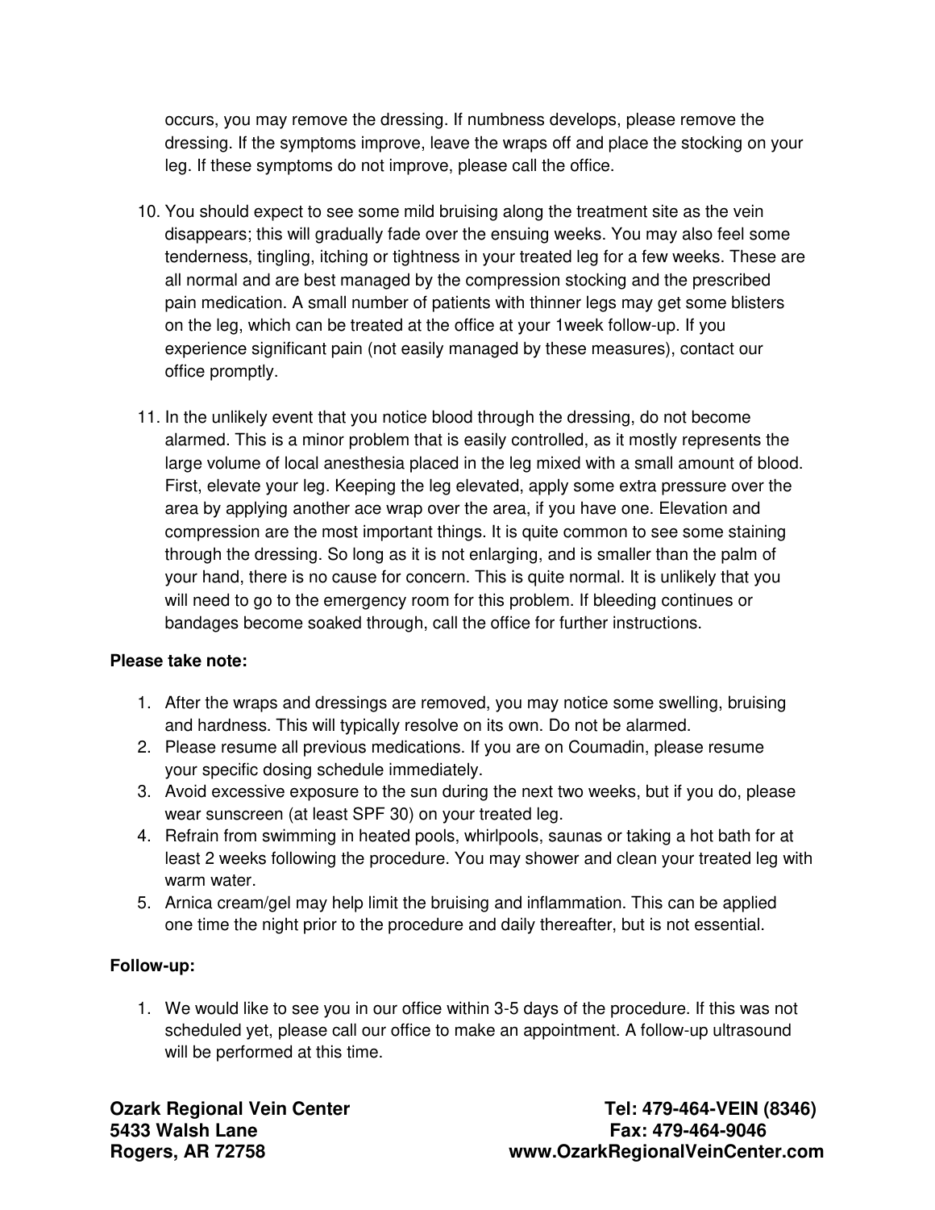occurs, you may remove the dressing. If numbness develops, please remove the dressing. If the symptoms improve, leave the wraps off and place the stocking on your leg. If these symptoms do not improve, please call the office.

10. You should expect to see some mild bruising along the treatment site as the vein disappears; this will gradually fade over the ensuing weeks. You may also feel some tenderness, tingling, itching or tightness in your treated leg for a few weeks. These are all normal and are best managed by the compression stocking and the prescribed pain medication. A small number of patients with thinner legs may get some blisters on the leg, which can be treated at the office at your 1week follow-up. If you experience significant pain (not easily managed by these measures), contact our office promptly.

11. In the unlikely event that you notice blood through the dressing, do not become alarmed. This is a minor problem that is easily controlled, as it mostly represents the large volume of local anesthesia placed in the leg mixed with a small amount of blood. First, elevate your leg. Keeping the leg elevated, apply some extra pressure over the area by applying another ace wrap over the area, if you have one. Elevation and compression are the most important things. It is quite common to see some staining through the dressing. So long as it is not enlarging, and is smaller than the palm of your hand, there is no cause for concern. This is quite normal. It is unlikely that you will need to go to the emergency room for this problem. If bleeding continues or bandages become soaked through, call the office for further instructions.

**Please take note:**

1. After the wraps and dressings are removed, you may notice some swelling, bruising and hardness. This will typically resolve on its own. Do not be alarmed.
2. Please resume all previous medications. If you are on Coumadin, please resume your specific dosing schedule immediately.
3. Avoid excessive exposure to the sun during the next two weeks, but if you do, please wear sunscreen (at least SPF 30) on your treated leg.
4. Refrain from swimming in heated pools, whirlpools, saunas or taking a hot bath for at least 2 weeks following the procedure. You may shower and clean your treated leg with warm water.
5. Arnica cream/gel may help limit the bruising and inflammation. This can be applied one time the night prior to the procedure and daily thereafter, but is not essential.

**Follow-up:**

1. We would like to see you in our office within 3-5 days of the procedure. If this was not scheduled yet, please call our office to make an appointment. A follow-up ultrasound will be performed at this time.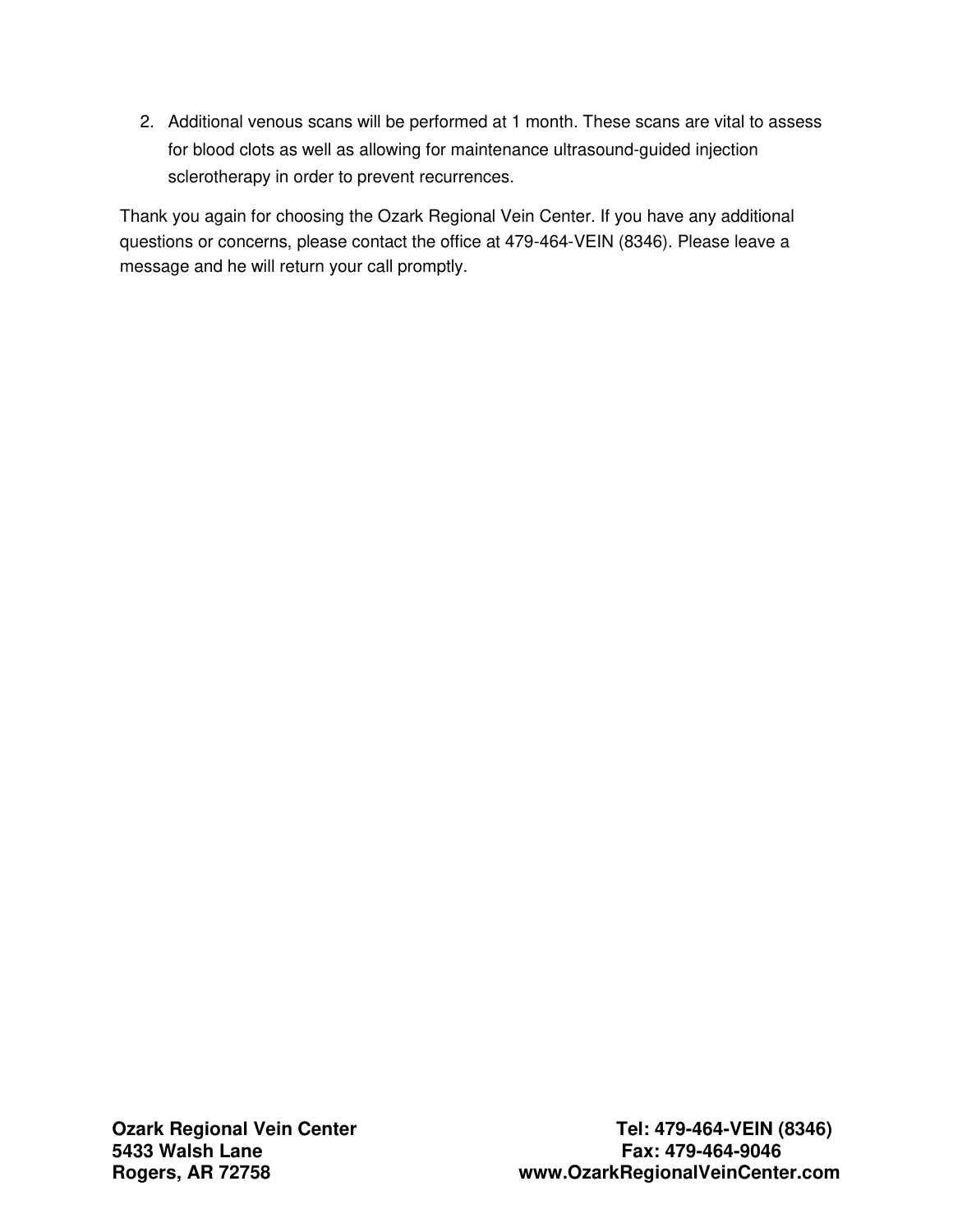2. Additional venous scans will be performed at 1 month. These scans are vital to assess for blood clots as well as allowing for maintenance ultrasound-guided injection sclerotherapy in order to prevent recurrences.

Thank you again for choosing the Ozark Regional Vein Center. If you have any additional questions or concerns, please contact the office at 479-464-VEIN (8346). Please leave a message and he will return your call promptly.